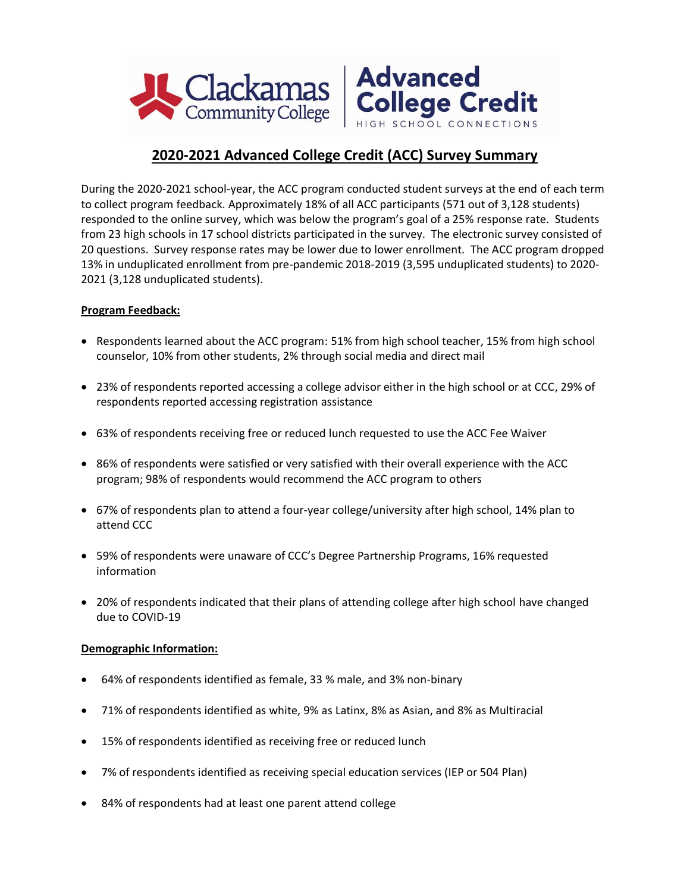# 2020-2021 Advanced College Credit (ACC) Survey Summary

During the 2020-2021 school-year, the ACC program conducted student surveys at the end of each term to collect program feedback. Approximately 18% of all ACC participants (571 out of 3,128 students) responded to the online survey, which was below the program's goal of a 25% response rate. Students from 23 high schools in 17 school districts participated in the survey. The electronic survey consisted of 20 questions. Survey response rates may be lower due to lower enrollment. The ACC program dropped 13% in unduplicated enrollment from pre-pandemic 2018-2019 (3,595 unduplicated students) to 2020-2021 (3,128 unduplicated students).

## Program Feedback:

- Respondents learned about the ACC program: 51% from high school teacher, 15% from high school counselor, 10% from other students, 2% through social media and direct mail
- 23% of respondents reported accessing a college advisor either in the high school or at CCC, 29% of respondents reported accessing registration assistance
- 63% of respondents receiving free or reduced lunch requested to use the ACC Fee Waiver
- 86% of respondents were satisfied or very satisfied with their overall experience with the ACC program; 98% of respondents would recommend the ACC program to others
- 67% of respondents plan to attend a four-year college/university after high school, 14% plan to attend CCC
- 59% of respondents were unaware of CCC's Degree Partnership Programs, 16% requested information
- 20% of respondents indicated that their plans of attending college after high school have changed due to COVID-19

## Demographic Information:

- 64% of respondents identified as female, 33 % male, and 3% non-binary
- 71% of respondents identified as white, 9% as Latinx, 8% as Asian, and 8% as Multiracial
- 15% of respondents identified as receiving free or reduced lunch
- 7% of respondents identified as receiving special education services (IEP or 504 Plan)
- 84% of respondents had at least one parent attend college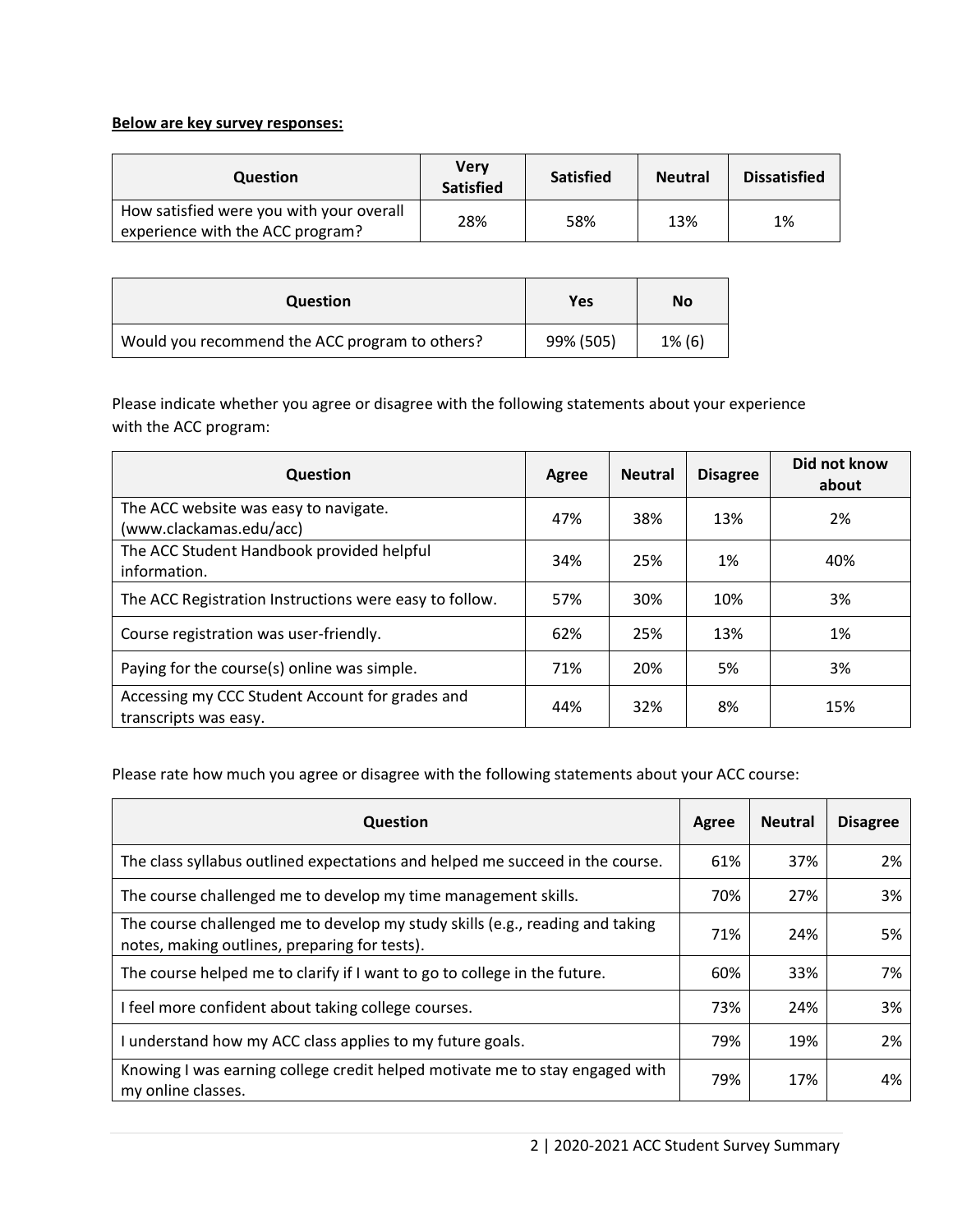**Below are key survey responses:**

| Question | Very Satisfied | Satisfied | Neutral | Dissatisfied |
|---|---|---|---|---|
| How satisfied were you with your overall experience with the ACC program? | 28% | 58% | 13% | 1% |

| Question | Yes | No |
|---|---|---|
| Would you recommend the ACC program to others? | 99% (505) | 1% (6) |

Please indicate whether you agree or disagree with the following statements about your experience with the ACC program:

| Question | Agree | Neutral | Disagree | Did not know about |
|---|---|---|---|---|
| The ACC website was easy to navigate. (www.clackamas.edu/acc) | 47% | 38% | 13% | 2% |
| The ACC Student Handbook provided helpful information. | 34% | 25% | 1% | 40% |
| The ACC Registration Instructions were easy to follow. | 57% | 30% | 10% | 3% |
| Course registration was user-friendly. | 62% | 25% | 13% | 1% |
| Paying for the course(s) online was simple. | 71% | 20% | 5% | 3% |
| Accessing my CCC Student Account for grades and transcripts was easy. | 44% | 32% | 8% | 15% |

Please rate how much you agree or disagree with the following statements about your ACC course:

| Question | Agree | Neutral | Disagree |
|---|---|---|---|
| The class syllabus outlined expectations and helped me succeed in the course. | 61% | 37% | 2% |
| The course challenged me to develop my time management skills. | 70% | 27% | 3% |
| The course challenged me to develop my study skills (e.g., reading and taking notes, making outlines, preparing for tests). | 71% | 24% | 5% |
| The course helped me to clarify if I want to go to college in the future. | 60% | 33% | 7% |
| I feel more confident about taking college courses. | 73% | 24% | 3% |
| I understand how my ACC class applies to my future goals. | 79% | 19% | 2% |
| Knowing I was earning college credit helped motivate me to stay engaged with my online classes. | 79% | 17% | 4% |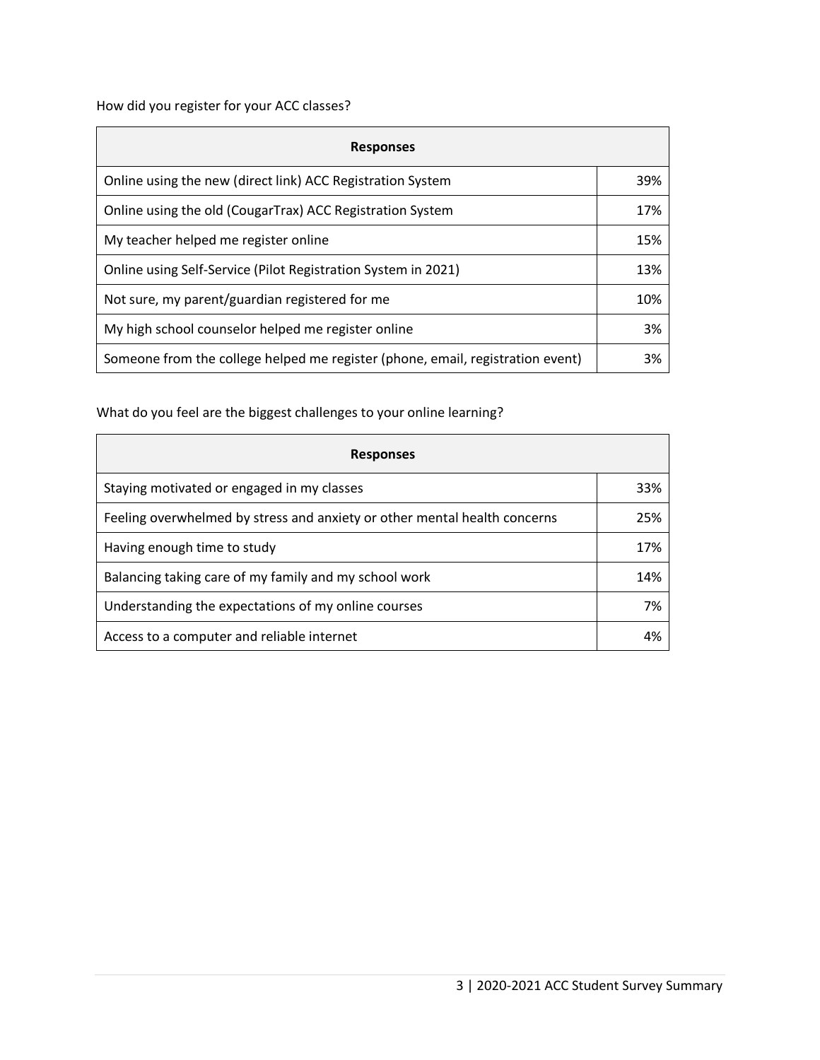How did you register for your ACC classes?

| Responses | |
|---|---|
| Online using the new (direct link) ACC Registration System | 39% |
| Online using the old (CougarTrax) ACC Registration System | 17% |
| My teacher helped me register online | 15% |
| Online using Self-Service (Pilot Registration System in 2021) | 13% |
| Not sure, my parent/guardian registered for me | 10% |
| My high school counselor helped me register online | 3% |
| Someone from the college helped me register (phone, email, registration event) | 3% |

What do you feel are the biggest challenges to your online learning?

| Responses | |
|---|---|
| Staying motivated or engaged in my classes | 33% |
| Feeling overwhelmed by stress and anxiety or other mental health concerns | 25% |
| Having enough time to study | 17% |
| Balancing taking care of my family and my school work | 14% |
| Understanding the expectations of my online courses | 7% |
| Access to a computer and reliable internet | 4% |